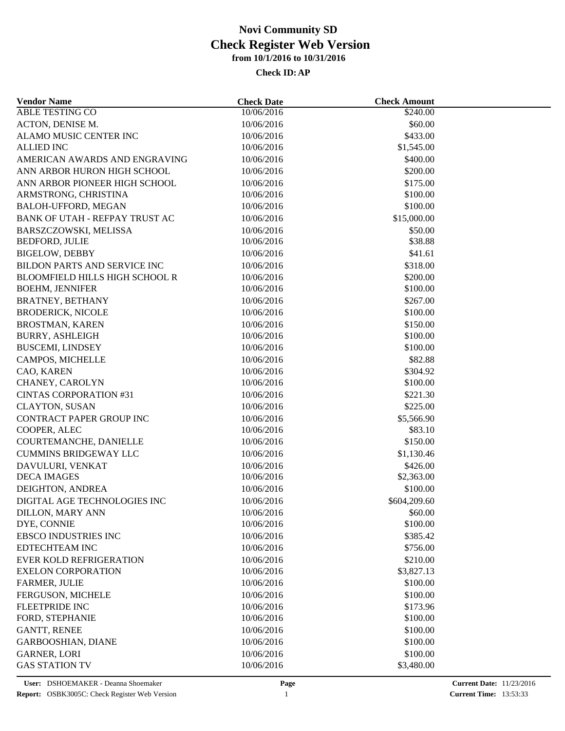# Novi Community SD
## Check Register Web Version
### from 10/1/2016 to 10/31/2016

**Check ID: AP**

| Vendor Name | Check Date | Check Amount |
|---|---|---|
| ABLE TESTING CO | 10/06/2016 | $240.00 |
| ACTON, DENISE M. | 10/06/2016 | $60.00 |
| ALAMO MUSIC CENTER INC | 10/06/2016 | $433.00 |
| ALLIED INC | 10/06/2016 | $1,545.00 |
| AMERICAN AWARDS AND ENGRAVING | 10/06/2016 | $400.00 |
| ANN ARBOR HURON HIGH SCHOOL | 10/06/2016 | $200.00 |
| ANN ARBOR PIONEER HIGH SCHOOL | 10/06/2016 | $175.00 |
| ARMSTRONG, CHRISTINA | 10/06/2016 | $100.00 |
| BALOH-UFFORD, MEGAN | 10/06/2016 | $100.00 |
| BANK OF UTAH - REFPAY TRUST AC | 10/06/2016 | $15,000.00 |
| BARSZCZOWSKI, MELISSA | 10/06/2016 | $50.00 |
| BEDFORD, JULIE | 10/06/2016 | $38.88 |
| BIGELOW, DEBBY | 10/06/2016 | $41.61 |
| BILDON PARTS AND SERVICE INC | 10/06/2016 | $318.00 |
| BLOOMFIELD HILLS HIGH SCHOOL R | 10/06/2016 | $200.00 |
| BOEHM, JENNIFER | 10/06/2016 | $100.00 |
| BRATNEY, BETHANY | 10/06/2016 | $267.00 |
| BRODERICK, NICOLE | 10/06/2016 | $100.00 |
| BROSTMAN, KAREN | 10/06/2016 | $150.00 |
| BURRY, ASHLEIGH | 10/06/2016 | $100.00 |
| BUSCEMI, LINDSEY | 10/06/2016 | $100.00 |
| CAMPOS, MICHELLE | 10/06/2016 | $82.88 |
| CAO, KAREN | 10/06/2016 | $304.92 |
| CHANEY, CAROLYN | 10/06/2016 | $100.00 |
| CINTAS CORPORATION #31 | 10/06/2016 | $221.30 |
| CLAYTON, SUSAN | 10/06/2016 | $225.00 |
| CONTRACT PAPER GROUP INC | 10/06/2016 | $5,566.90 |
| COOPER, ALEC | 10/06/2016 | $83.10 |
| COURTEMANCHE, DANIELLE | 10/06/2016 | $150.00 |
| CUMMINS BRIDGEWAY LLC | 10/06/2016 | $1,130.46 |
| DAVULURI, VENKAT | 10/06/2016 | $426.00 |
| DECA IMAGES | 10/06/2016 | $2,363.00 |
| DEIGHTON, ANDREA | 10/06/2016 | $100.00 |
| DIGITAL AGE TECHNOLOGIES INC | 10/06/2016 | $604,209.60 |
| DILLON, MARY ANN | 10/06/2016 | $60.00 |
| DYE, CONNIE | 10/06/2016 | $100.00 |
| EBSCO INDUSTRIES INC | 10/06/2016 | $385.42 |
| EDTECHTEAM INC | 10/06/2016 | $756.00 |
| EVER KOLD REFRIGERATION | 10/06/2016 | $210.00 |
| EXELON CORPORATION | 10/06/2016 | $3,827.13 |
| FARMER, JULIE | 10/06/2016 | $100.00 |
| FERGUSON, MICHELE | 10/06/2016 | $100.00 |
| FLEETPRIDE INC | 10/06/2016 | $173.96 |
| FORD, STEPHANIE | 10/06/2016 | $100.00 |
| GANTT, RENEE | 10/06/2016 | $100.00 |
| GARBOOSHIAN, DIANE | 10/06/2016 | $100.00 |
| GARNER, LORI | 10/06/2016 | $100.00 |
| GAS STATION TV | 10/06/2016 | $3,480.00 |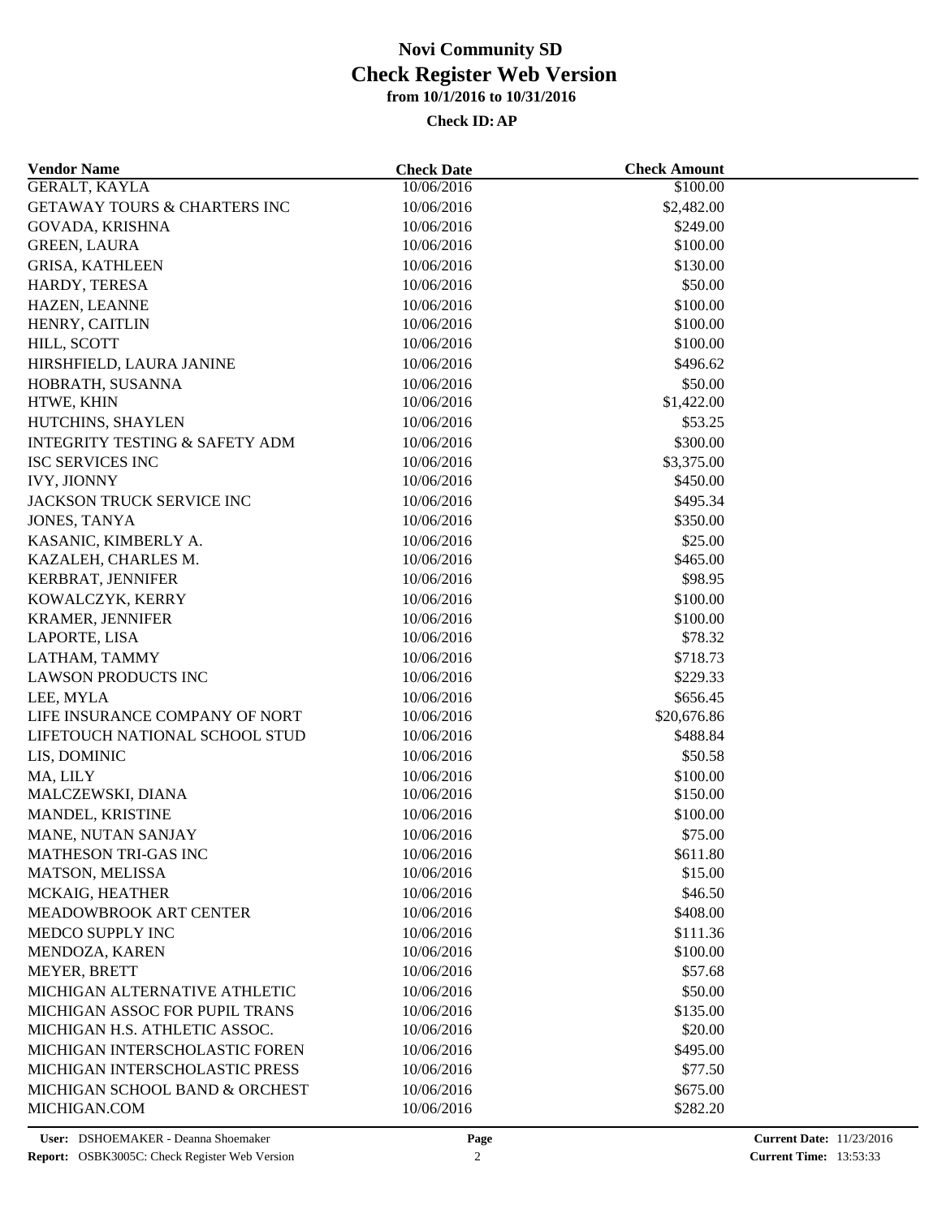# Novi Community SD
## Check Register Web Version
### from 10/1/2016 to 10/31/2016

**Check ID: AP**

| Vendor Name | Check Date | Check Amount |
|---|---|---|
| GERALT, KAYLA | 10/06/2016 | $100.00 |
| GETAWAY TOURS & CHARTERS INC | 10/06/2016 | $2,482.00 |
| GOVADA, KRISHNA | 10/06/2016 | $249.00 |
| GREEN, LAURA | 10/06/2016 | $100.00 |
| GRISA, KATHLEEN | 10/06/2016 | $130.00 |
| HARDY, TERESA | 10/06/2016 | $50.00 |
| HAZEN, LEANNE | 10/06/2016 | $100.00 |
| HENRY, CAITLIN | 10/06/2016 | $100.00 |
| HILL, SCOTT | 10/06/2016 | $100.00 |
| HIRSHFIELD, LAURA JANINE | 10/06/2016 | $496.62 |
| HOBRATH, SUSANNA | 10/06/2016 | $50.00 |
| HTWE, KHIN | 10/06/2016 | $1,422.00 |
| HUTCHINS, SHAYLEN | 10/06/2016 | $53.25 |
| INTEGRITY TESTING & SAFETY ADM | 10/06/2016 | $300.00 |
| ISC SERVICES INC | 10/06/2016 | $3,375.00 |
| IVY, JIONNY | 10/06/2016 | $450.00 |
| JACKSON TRUCK SERVICE INC | 10/06/2016 | $495.34 |
| JONES, TANYA | 10/06/2016 | $350.00 |
| KASANIC, KIMBERLY A. | 10/06/2016 | $25.00 |
| KAZALEH, CHARLES M. | 10/06/2016 | $465.00 |
| KERBRAT, JENNIFER | 10/06/2016 | $98.95 |
| KOWALCZYK, KERRY | 10/06/2016 | $100.00 |
| KRAMER, JENNIFER | 10/06/2016 | $100.00 |
| LAPORTE, LISA | 10/06/2016 | $78.32 |
| LATHAM, TAMMY | 10/06/2016 | $718.73 |
| LAWSON PRODUCTS INC | 10/06/2016 | $229.33 |
| LEE, MYLA | 10/06/2016 | $656.45 |
| LIFE INSURANCE COMPANY OF NORT | 10/06/2016 | $20,676.86 |
| LIFETOUCH NATIONAL SCHOOL STUD | 10/06/2016 | $488.84 |
| LIS, DOMINIC | 10/06/2016 | $50.58 |
| MA, LILY | 10/06/2016 | $100.00 |
| MALCZEWSKI, DIANA | 10/06/2016 | $150.00 |
| MANDEL, KRISTINE | 10/06/2016 | $100.00 |
| MANE, NUTAN SANJAY | 10/06/2016 | $75.00 |
| MATHESON TRI-GAS INC | 10/06/2016 | $611.80 |
| MATSON, MELISSA | 10/06/2016 | $15.00 |
| MCKAIG, HEATHER | 10/06/2016 | $46.50 |
| MEADOWBROOK ART CENTER | 10/06/2016 | $408.00 |
| MEDCO SUPPLY INC | 10/06/2016 | $111.36 |
| MENDOZA, KAREN | 10/06/2016 | $100.00 |
| MEYER, BRETT | 10/06/2016 | $57.68 |
| MICHIGAN ALTERNATIVE ATHLETIC | 10/06/2016 | $50.00 |
| MICHIGAN ASSOC FOR PUPIL TRANS | 10/06/2016 | $135.00 |
| MICHIGAN H.S. ATHLETIC ASSOC. | 10/06/2016 | $20.00 |
| MICHIGAN INTERSCHOLASTIC FOREN | 10/06/2016 | $495.00 |
| MICHIGAN INTERSCHOLASTIC PRESS | 10/06/2016 | $77.50 |
| MICHIGAN SCHOOL BAND & ORCHEST | 10/06/2016 | $675.00 |
| MICHIGAN.COM | 10/06/2016 | $282.20 |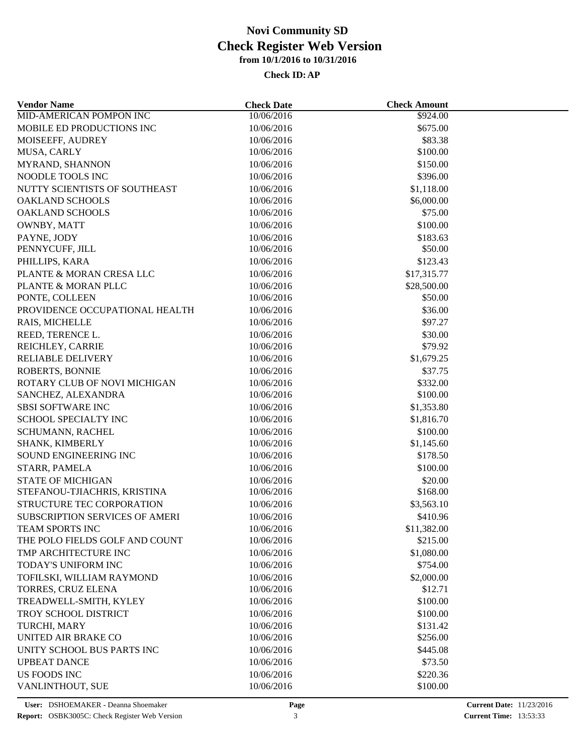# Novi Community SD
# Check Register Web Version
### from 10/1/2016 to 10/31/2016
#### Check ID: AP

| Vendor Name | Check Date | Check Amount |
|---|---|---|
| MID-AMERICAN POMPON INC | 10/06/2016 | $924.00 |
| MOBILE ED PRODUCTIONS INC | 10/06/2016 | $675.00 |
| MOISEEFF, AUDREY | 10/06/2016 | $83.38 |
| MUSA, CARLY | 10/06/2016 | $100.00 |
| MYRAND, SHANNON | 10/06/2016 | $150.00 |
| NOODLE TOOLS INC | 10/06/2016 | $396.00 |
| NUTTY SCIENTISTS OF SOUTHEAST | 10/06/2016 | $1,118.00 |
| OAKLAND SCHOOLS | 10/06/2016 | $6,000.00 |
| OAKLAND SCHOOLS | 10/06/2016 | $75.00 |
| OWNBY, MATT | 10/06/2016 | $100.00 |
| PAYNE, JODY | 10/06/2016 | $183.63 |
| PENNYCUFF, JILL | 10/06/2016 | $50.00 |
| PHILLIPS, KARA | 10/06/2016 | $123.43 |
| PLANTE & MORAN CRESA LLC | 10/06/2016 | $17,315.77 |
| PLANTE & MORAN PLLC | 10/06/2016 | $28,500.00 |
| PONTE, COLLEEN | 10/06/2016 | $50.00 |
| PROVIDENCE OCCUPATIONAL HEALTH | 10/06/2016 | $36.00 |
| RAIS, MICHELLE | 10/06/2016 | $97.27 |
| REED, TERENCE L. | 10/06/2016 | $30.00 |
| REICHLEY, CARRIE | 10/06/2016 | $79.92 |
| RELIABLE DELIVERY | 10/06/2016 | $1,679.25 |
| ROBERTS, BONNIE | 10/06/2016 | $37.75 |
| ROTARY CLUB OF NOVI MICHIGAN | 10/06/2016 | $332.00 |
| SANCHEZ, ALEXANDRA | 10/06/2016 | $100.00 |
| SBSI SOFTWARE INC | 10/06/2016 | $1,353.80 |
| SCHOOL SPECIALTY INC | 10/06/2016 | $1,816.70 |
| SCHUMANN, RACHEL | 10/06/2016 | $100.00 |
| SHANK, KIMBERLY | 10/06/2016 | $1,145.60 |
| SOUND ENGINEERING INC | 10/06/2016 | $178.50 |
| STARR, PAMELA | 10/06/2016 | $100.00 |
| STATE OF MICHIGAN | 10/06/2016 | $20.00 |
| STEFANOU-TJIACHRIS, KRISTINA | 10/06/2016 | $168.00 |
| STRUCTURE TEC CORPORATION | 10/06/2016 | $3,563.10 |
| SUBSCRIPTION SERVICES OF AMERI | 10/06/2016 | $410.96 |
| TEAM SPORTS INC | 10/06/2016 | $11,382.00 |
| THE POLO FIELDS GOLF AND COUNT | 10/06/2016 | $215.00 |
| TMP ARCHITECTURE INC | 10/06/2016 | $1,080.00 |
| TODAY'S UNIFORM INC | 10/06/2016 | $754.00 |
| TOFILSKI, WILLIAM RAYMOND | 10/06/2016 | $2,000.00 |
| TORRES, CRUZ ELENA | 10/06/2016 | $12.71 |
| TREADWELL-SMITH, KYLEY | 10/06/2016 | $100.00 |
| TROY SCHOOL DISTRICT | 10/06/2016 | $100.00 |
| TURCHI, MARY | 10/06/2016 | $131.42 |
| UNITED AIR BRAKE CO | 10/06/2016 | $256.00 |
| UNITY SCHOOL BUS PARTS INC | 10/06/2016 | $445.08 |
| UPBEAT DANCE | 10/06/2016 | $73.50 |
| US FOODS INC | 10/06/2016 | $220.36 |
| VANLINTHOUT, SUE | 10/06/2016 | $100.00 |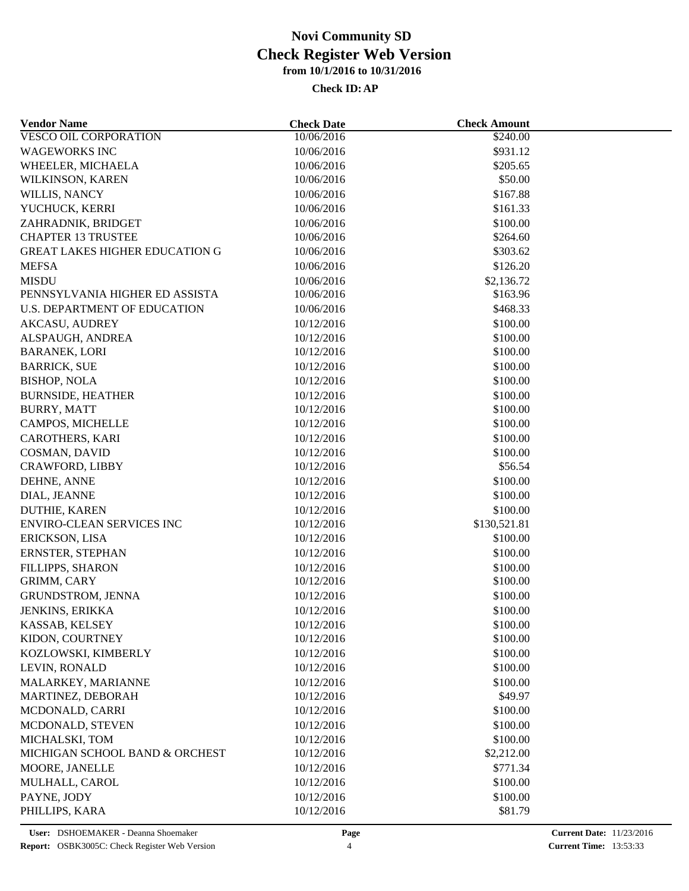# Novi Community SD
## Check Register Web Version
### from 10/1/2016 to 10/31/2016

**Check ID: AP**

| Vendor Name | Check Date | Check Amount |
|---|---|---|
| VESCO OIL CORPORATION | 10/06/2016 | $240.00 |
| WAGEWORKS INC | 10/06/2016 | $931.12 |
| WHEELER, MICHAELA | 10/06/2016 | $205.65 |
| WILKINSON, KAREN | 10/06/2016 | $50.00 |
| WILLIS, NANCY | 10/06/2016 | $167.88 |
| YUCHUCK, KERRI | 10/06/2016 | $161.33 |
| ZAHRADNIK, BRIDGET | 10/06/2016 | $100.00 |
| CHAPTER 13 TRUSTEE | 10/06/2016 | $264.60 |
| GREAT LAKES HIGHER EDUCATION G | 10/06/2016 | $303.62 |
| MEFSA | 10/06/2016 | $126.20 |
| MISDU | 10/06/2016 | $2,136.72 |
| PENNSYLVANIA HIGHER ED ASSISTA | 10/06/2016 | $163.96 |
| U.S. DEPARTMENT OF EDUCATION | 10/06/2016 | $468.33 |
| AKCASU, AUDREY | 10/12/2016 | $100.00 |
| ALSPAUGH, ANDREA | 10/12/2016 | $100.00 |
| BARANEK, LORI | 10/12/2016 | $100.00 |
| BARRICK, SUE | 10/12/2016 | $100.00 |
| BISHOP, NOLA | 10/12/2016 | $100.00 |
| BURNSIDE, HEATHER | 10/12/2016 | $100.00 |
| BURRY, MATT | 10/12/2016 | $100.00 |
| CAMPOS, MICHELLE | 10/12/2016 | $100.00 |
| CAROTHERS, KARI | 10/12/2016 | $100.00 |
| COSMAN, DAVID | 10/12/2016 | $100.00 |
| CRAWFORD, LIBBY | 10/12/2016 | $56.54 |
| DEHNE, ANNE | 10/12/2016 | $100.00 |
| DIAL, JEANNE | 10/12/2016 | $100.00 |
| DUTHIE, KAREN | 10/12/2016 | $100.00 |
| ENVIRO-CLEAN SERVICES INC | 10/12/2016 | $130,521.81 |
| ERICKSON, LISA | 10/12/2016 | $100.00 |
| ERNSTER, STEPHAN | 10/12/2016 | $100.00 |
| FILLIPPS, SHARON | 10/12/2016 | $100.00 |
| GRIMM, CARY | 10/12/2016 | $100.00 |
| GRUNDSTROM, JENNA | 10/12/2016 | $100.00 |
| JENKINS, ERIKKA | 10/12/2016 | $100.00 |
| KASSAB, KELSEY | 10/12/2016 | $100.00 |
| KIDON, COURTNEY | 10/12/2016 | $100.00 |
| KOZLOWSKI, KIMBERLY | 10/12/2016 | $100.00 |
| LEVIN, RONALD | 10/12/2016 | $100.00 |
| MALARKEY, MARIANNE | 10/12/2016 | $100.00 |
| MARTINEZ, DEBORAH | 10/12/2016 | $49.97 |
| MCDONALD, CARRI | 10/12/2016 | $100.00 |
| MCDONALD, STEVEN | 10/12/2016 | $100.00 |
| MICHALSKI, TOM | 10/12/2016 | $100.00 |
| MICHIGAN SCHOOL BAND & ORCHEST | 10/12/2016 | $2,212.00 |
| MOORE, JANELLE | 10/12/2016 | $771.34 |
| MULHALL, CAROL | 10/12/2016 | $100.00 |
| PAYNE, JODY | 10/12/2016 | $100.00 |
| PHILLIPS, KARA | 10/12/2016 | $81.79 |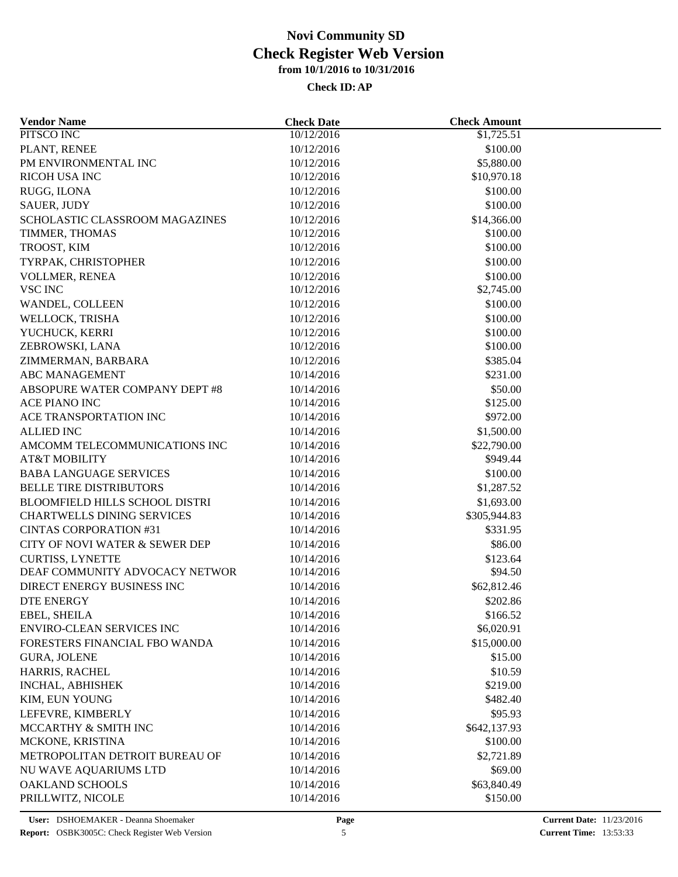# Novi Community SD

## Check Register Web Version

### from 10/1/2016 to 10/31/2016

**Check ID: AP**

| Vendor Name | Check Date | Check Amount |
|---|---|---|
| PITSCO INC | 10/12/2016 | $1,725.51 |
| PLANT, RENEE | 10/12/2016 | $100.00 |
| PM ENVIRONMENTAL INC | 10/12/2016 | $5,880.00 |
| RICOH USA INC | 10/12/2016 | $10,970.18 |
| RUGG, ILONA | 10/12/2016 | $100.00 |
| SAUER, JUDY | 10/12/2016 | $100.00 |
| SCHOLASTIC CLASSROOM MAGAZINES | 10/12/2016 | $14,366.00 |
| TIMMER, THOMAS | 10/12/2016 | $100.00 |
| TROOST, KIM | 10/12/2016 | $100.00 |
| TYRPAK, CHRISTOPHER | 10/12/2016 | $100.00 |
| VOLLMER, RENEA | 10/12/2016 | $100.00 |
| VSC INC | 10/12/2016 | $2,745.00 |
| WANDEL, COLLEEN | 10/12/2016 | $100.00 |
| WELLOCK, TRISHA | 10/12/2016 | $100.00 |
| YUCHUCK, KERRI | 10/12/2016 | $100.00 |
| ZEBROWSKI, LANA | 10/12/2016 | $100.00 |
| ZIMMERMAN, BARBARA | 10/12/2016 | $385.04 |
| ABC MANAGEMENT | 10/14/2016 | $231.00 |
| ABSOPURE WATER COMPANY DEPT #8 | 10/14/2016 | $50.00 |
| ACE PIANO INC | 10/14/2016 | $125.00 |
| ACE TRANSPORTATION INC | 10/14/2016 | $972.00 |
| ALLIED INC | 10/14/2016 | $1,500.00 |
| AMCOMM TELECOMMUNICATIONS INC | 10/14/2016 | $22,790.00 |
| AT&T MOBILITY | 10/14/2016 | $949.44 |
| BABA LANGUAGE SERVICES | 10/14/2016 | $100.00 |
| BELLE TIRE DISTRIBUTORS | 10/14/2016 | $1,287.52 |
| BLOOMFIELD HILLS SCHOOL DISTRI | 10/14/2016 | $1,693.00 |
| CHARTWELLS DINING SERVICES | 10/14/2016 | $305,944.83 |
| CINTAS CORPORATION #31 | 10/14/2016 | $331.95 |
| CITY OF NOVI WATER & SEWER DEP | 10/14/2016 | $86.00 |
| CURTISS, LYNETTE | 10/14/2016 | $123.64 |
| DEAF COMMUNITY ADVOCACY NETWOR | 10/14/2016 | $94.50 |
| DIRECT ENERGY BUSINESS INC | 10/14/2016 | $62,812.46 |
| DTE ENERGY | 10/14/2016 | $202.86 |
| EBEL, SHEILA | 10/14/2016 | $166.52 |
| ENVIRO-CLEAN SERVICES INC | 10/14/2016 | $6,020.91 |
| FORESTERS FINANCIAL FBO WANDA | 10/14/2016 | $15,000.00 |
| GURA, JOLENE | 10/14/2016 | $15.00 |
| HARRIS, RACHEL | 10/14/2016 | $10.59 |
| INCHAL, ABHISHEK | 10/14/2016 | $219.00 |
| KIM, EUN YOUNG | 10/14/2016 | $482.40 |
| LEFEVRE, KIMBERLY | 10/14/2016 | $95.93 |
| MCCARTHY & SMITH INC | 10/14/2016 | $642,137.93 |
| MCKONE, KRISTINA | 10/14/2016 | $100.00 |
| METROPOLITAN DETROIT BUREAU OF | 10/14/2016 | $2,721.89 |
| NU WAVE AQUARIUMS LTD | 10/14/2016 | $69.00 |
| OAKLAND SCHOOLS | 10/14/2016 | $63,840.49 |
| PRILLWITZ, NICOLE | 10/14/2016 | $150.00 |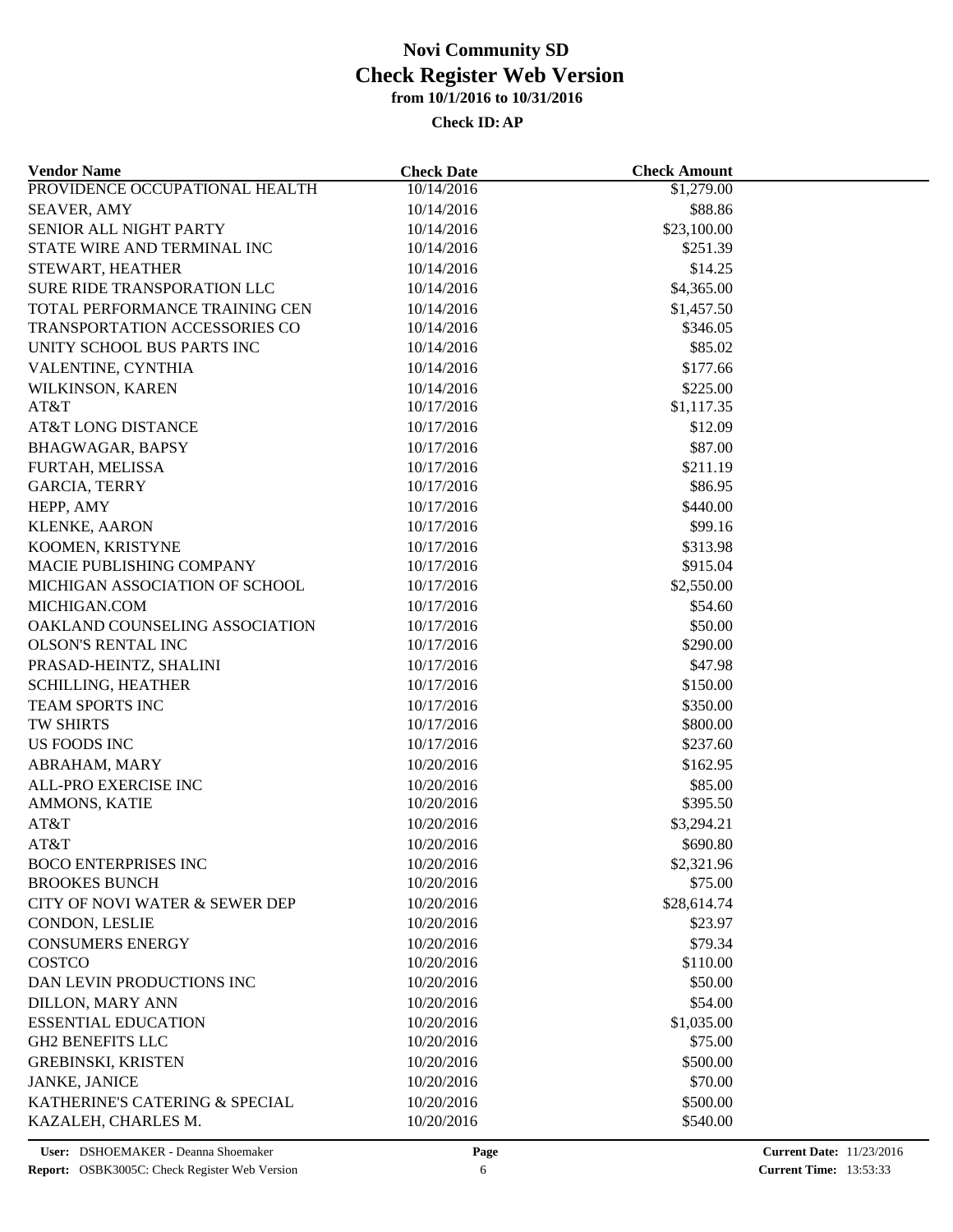# Novi Community SD
## Check Register Web Version
### from 10/1/2016 to 10/31/2016

**Check ID: AP**

| Vendor Name | Check Date | Check Amount |
|---|---|---|
| PROVIDENCE OCCUPATIONAL HEALTH | 10/14/2016 | $1,279.00 |
| SEAVER, AMY | 10/14/2016 | $88.86 |
| SENIOR ALL NIGHT PARTY | 10/14/2016 | $23,100.00 |
| STATE WIRE AND TERMINAL INC | 10/14/2016 | $251.39 |
| STEWART, HEATHER | 10/14/2016 | $14.25 |
| SURE RIDE TRANSPORATION LLC | 10/14/2016 | $4,365.00 |
| TOTAL PERFORMANCE TRAINING CEN | 10/14/2016 | $1,457.50 |
| TRANSPORTATION ACCESSORIES CO | 10/14/2016 | $346.05 |
| UNITY SCHOOL BUS PARTS INC | 10/14/2016 | $85.02 |
| VALENTINE, CYNTHIA | 10/14/2016 | $177.66 |
| WILKINSON, KAREN | 10/14/2016 | $225.00 |
| AT&T | 10/17/2016 | $1,117.35 |
| AT&T LONG DISTANCE | 10/17/2016 | $12.09 |
| BHAGWAGAR, BAPSY | 10/17/2016 | $87.00 |
| FURTAH, MELISSA | 10/17/2016 | $211.19 |
| GARCIA, TERRY | 10/17/2016 | $86.95 |
| HEPP, AMY | 10/17/2016 | $440.00 |
| KLENKE, AARON | 10/17/2016 | $99.16 |
| KOOMEN, KRISTYNE | 10/17/2016 | $313.98 |
| MACIE PUBLISHING COMPANY | 10/17/2016 | $915.04 |
| MICHIGAN ASSOCIATION OF SCHOOL | 10/17/2016 | $2,550.00 |
| MICHIGAN.COM | 10/17/2016 | $54.60 |
| OAKLAND COUNSELING ASSOCIATION | 10/17/2016 | $50.00 |
| OLSON'S RENTAL INC | 10/17/2016 | $290.00 |
| PRASAD-HEINTZ, SHALINI | 10/17/2016 | $47.98 |
| SCHILLING, HEATHER | 10/17/2016 | $150.00 |
| TEAM SPORTS INC | 10/17/2016 | $350.00 |
| TW SHIRTS | 10/17/2016 | $800.00 |
| US FOODS INC | 10/17/2016 | $237.60 |
| ABRAHAM, MARY | 10/20/2016 | $162.95 |
| ALL-PRO EXERCISE INC | 10/20/2016 | $85.00 |
| AMMONS, KATIE | 10/20/2016 | $395.50 |
| AT&T | 10/20/2016 | $3,294.21 |
| AT&T | 10/20/2016 | $690.80 |
| BOCO ENTERPRISES INC | 10/20/2016 | $2,321.96 |
| BROOKES BUNCH | 10/20/2016 | $75.00 |
| CITY OF NOVI WATER & SEWER DEP | 10/20/2016 | $28,614.74 |
| CONDON, LESLIE | 10/20/2016 | $23.97 |
| CONSUMERS ENERGY | 10/20/2016 | $79.34 |
| COSTCO | 10/20/2016 | $110.00 |
| DAN LEVIN PRODUCTIONS INC | 10/20/2016 | $50.00 |
| DILLON, MARY ANN | 10/20/2016 | $54.00 |
| ESSENTIAL EDUCATION | 10/20/2016 | $1,035.00 |
| GH2 BENEFITS LLC | 10/20/2016 | $75.00 |
| GREBINSKI, KRISTEN | 10/20/2016 | $500.00 |
| JANKE, JANICE | 10/20/2016 | $70.00 |
| KATHERINE'S CATERING & SPECIAL | 10/20/2016 | $500.00 |
| KAZALEH, CHARLES M. | 10/20/2016 | $540.00 |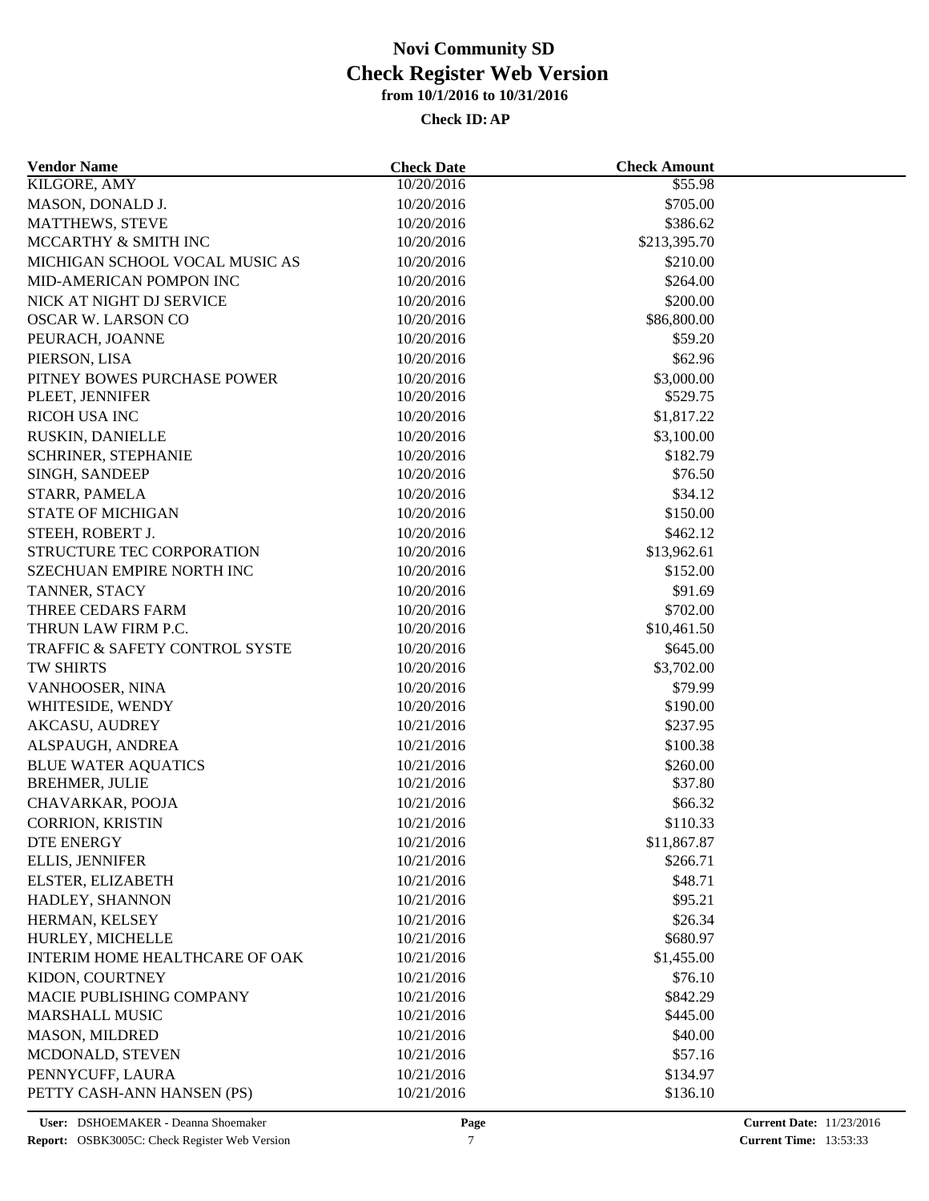# Novi Community SD
## Check Register Web Version
### from 10/1/2016 to 10/31/2016

**Check ID: AP**

| Vendor Name | Check Date | Check Amount |
|---|---|---|
| KILGORE, AMY | 10/20/2016 | $55.98 |
| MASON, DONALD J. | 10/20/2016 | $705.00 |
| MATTHEWS, STEVE | 10/20/2016 | $386.62 |
| MCCARTHY & SMITH INC | 10/20/2016 | $213,395.70 |
| MICHIGAN SCHOOL VOCAL MUSIC AS | 10/20/2016 | $210.00 |
| MID-AMERICAN POMPON INC | 10/20/2016 | $264.00 |
| NICK AT NIGHT DJ SERVICE | 10/20/2016 | $200.00 |
| OSCAR W. LARSON CO | 10/20/2016 | $86,800.00 |
| PEURACH, JOANNE | 10/20/2016 | $59.20 |
| PIERSON, LISA | 10/20/2016 | $62.96 |
| PITNEY BOWES PURCHASE POWER | 10/20/2016 | $3,000.00 |
| PLEET, JENNIFER | 10/20/2016 | $529.75 |
| RICOH USA INC | 10/20/2016 | $1,817.22 |
| RUSKIN, DANIELLE | 10/20/2016 | $3,100.00 |
| SCHRINER, STEPHANIE | 10/20/2016 | $182.79 |
| SINGH, SANDEEP | 10/20/2016 | $76.50 |
| STARR, PAMELA | 10/20/2016 | $34.12 |
| STATE OF MICHIGAN | 10/20/2016 | $150.00 |
| STEEH, ROBERT J. | 10/20/2016 | $462.12 |
| STRUCTURE TEC CORPORATION | 10/20/2016 | $13,962.61 |
| SZECHUAN EMPIRE NORTH INC | 10/20/2016 | $152.00 |
| TANNER, STACY | 10/20/2016 | $91.69 |
| THREE CEDARS FARM | 10/20/2016 | $702.00 |
| THRUN LAW FIRM P.C. | 10/20/2016 | $10,461.50 |
| TRAFFIC & SAFETY CONTROL SYSTE | 10/20/2016 | $645.00 |
| TW SHIRTS | 10/20/2016 | $3,702.00 |
| VANHOOSER, NINA | 10/20/2016 | $79.99 |
| WHITESIDE, WENDY | 10/20/2016 | $190.00 |
| AKCASU, AUDREY | 10/21/2016 | $237.95 |
| ALSPAUGH, ANDREA | 10/21/2016 | $100.38 |
| BLUE WATER AQUATICS | 10/21/2016 | $260.00 |
| BREHMER, JULIE | 10/21/2016 | $37.80 |
| CHAVARKAR, POOJA | 10/21/2016 | $66.32 |
| CORRION, KRISTIN | 10/21/2016 | $110.33 |
| DTE ENERGY | 10/21/2016 | $11,867.87 |
| ELLIS, JENNIFER | 10/21/2016 | $266.71 |
| ELSTER, ELIZABETH | 10/21/2016 | $48.71 |
| HADLEY, SHANNON | 10/21/2016 | $95.21 |
| HERMAN, KELSEY | 10/21/2016 | $26.34 |
| HURLEY, MICHELLE | 10/21/2016 | $680.97 |
| INTERIM HOME HEALTHCARE OF OAK | 10/21/2016 | $1,455.00 |
| KIDON, COURTNEY | 10/21/2016 | $76.10 |
| MACIE PUBLISHING COMPANY | 10/21/2016 | $842.29 |
| MARSHALL MUSIC | 10/21/2016 | $445.00 |
| MASON, MILDRED | 10/21/2016 | $40.00 |
| MCDONALD, STEVEN | 10/21/2016 | $57.16 |
| PENNYCUFF, LAURA | 10/21/2016 | $134.97 |
| PETTY CASH-ANN HANSEN (PS) | 10/21/2016 | $136.10 |

User: DSHOEMAKER - Deanna Shoemaker
Report: OSBK3005C: Check Register Web Version
Current Date: 11/23/2016
Current Time: 13:53:33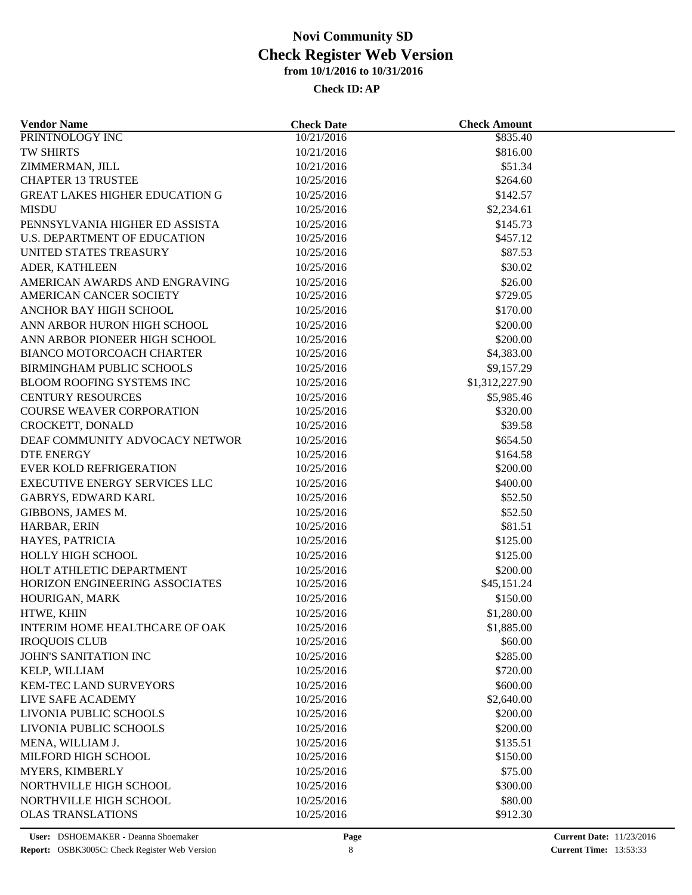# Novi Community SD
# Check Register Web Version
### from 10/1/2016 to 10/31/2016

**Check ID: AP**

| Vendor Name | Check Date | Check Amount |
|---|---|---|
| PRINTNOLOGY INC | 10/21/2016 | $835.40 |
| TW SHIRTS | 10/21/2016 | $816.00 |
| ZIMMERMAN, JILL | 10/21/2016 | $51.34 |
| CHAPTER 13 TRUSTEE | 10/25/2016 | $264.60 |
| GREAT LAKES HIGHER EDUCATION G | 10/25/2016 | $142.57 |
| MISDU | 10/25/2016 | $2,234.61 |
| PENNSYLVANIA HIGHER ED ASSISTA | 10/25/2016 | $145.73 |
| U.S. DEPARTMENT OF EDUCATION | 10/25/2016 | $457.12 |
| UNITED STATES TREASURY | 10/25/2016 | $87.53 |
| ADER, KATHLEEN | 10/25/2016 | $30.02 |
| AMERICAN AWARDS AND ENGRAVING | 10/25/2016 | $26.00 |
| AMERICAN CANCER SOCIETY | 10/25/2016 | $729.05 |
| ANCHOR BAY HIGH SCHOOL | 10/25/2016 | $170.00 |
| ANN ARBOR HURON HIGH SCHOOL | 10/25/2016 | $200.00 |
| ANN ARBOR PIONEER HIGH SCHOOL | 10/25/2016 | $200.00 |
| BIANCO MOTORCOACH CHARTER | 10/25/2016 | $4,383.00 |
| BIRMINGHAM PUBLIC SCHOOLS | 10/25/2016 | $9,157.29 |
| BLOOM ROOFING SYSTEMS INC | 10/25/2016 | $1,312,227.90 |
| CENTURY RESOURCES | 10/25/2016 | $5,985.46 |
| COURSE WEAVER CORPORATION | 10/25/2016 | $320.00 |
| CROCKETT, DONALD | 10/25/2016 | $39.58 |
| DEAF COMMUNITY ADVOCACY NETWOR | 10/25/2016 | $654.50 |
| DTE ENERGY | 10/25/2016 | $164.58 |
| EVER KOLD REFRIGERATION | 10/25/2016 | $200.00 |
| EXECUTIVE ENERGY SERVICES LLC | 10/25/2016 | $400.00 |
| GABRYS, EDWARD KARL | 10/25/2016 | $52.50 |
| GIBBONS, JAMES M. | 10/25/2016 | $52.50 |
| HARBAR, ERIN | 10/25/2016 | $81.51 |
| HAYES, PATRICIA | 10/25/2016 | $125.00 |
| HOLLY HIGH SCHOOL | 10/25/2016 | $125.00 |
| HOLT ATHLETIC DEPARTMENT | 10/25/2016 | $200.00 |
| HORIZON ENGINEERING ASSOCIATES | 10/25/2016 | $45,151.24 |
| HOURIGAN, MARK | 10/25/2016 | $150.00 |
| HTWE, KHIN | 10/25/2016 | $1,280.00 |
| INTERIM HOME HEALTHCARE OF OAK | 10/25/2016 | $1,885.00 |
| IROQUOIS CLUB | 10/25/2016 | $60.00 |
| JOHN'S SANITATION INC | 10/25/2016 | $285.00 |
| KELP, WILLIAM | 10/25/2016 | $720.00 |
| KEM-TEC LAND SURVEYORS | 10/25/2016 | $600.00 |
| LIVE SAFE ACADEMY | 10/25/2016 | $2,640.00 |
| LIVONIA PUBLIC SCHOOLS | 10/25/2016 | $200.00 |
| LIVONIA PUBLIC SCHOOLS | 10/25/2016 | $200.00 |
| MENA, WILLIAM J. | 10/25/2016 | $135.51 |
| MILFORD HIGH SCHOOL | 10/25/2016 | $150.00 |
| MYERS, KIMBERLY | 10/25/2016 | $75.00 |
| NORTHVILLE HIGH SCHOOL | 10/25/2016 | $300.00 |
| NORTHVILLE HIGH SCHOOL | 10/25/2016 | $80.00 |
| OLAS TRANSLATIONS | 10/25/2016 | $912.30 |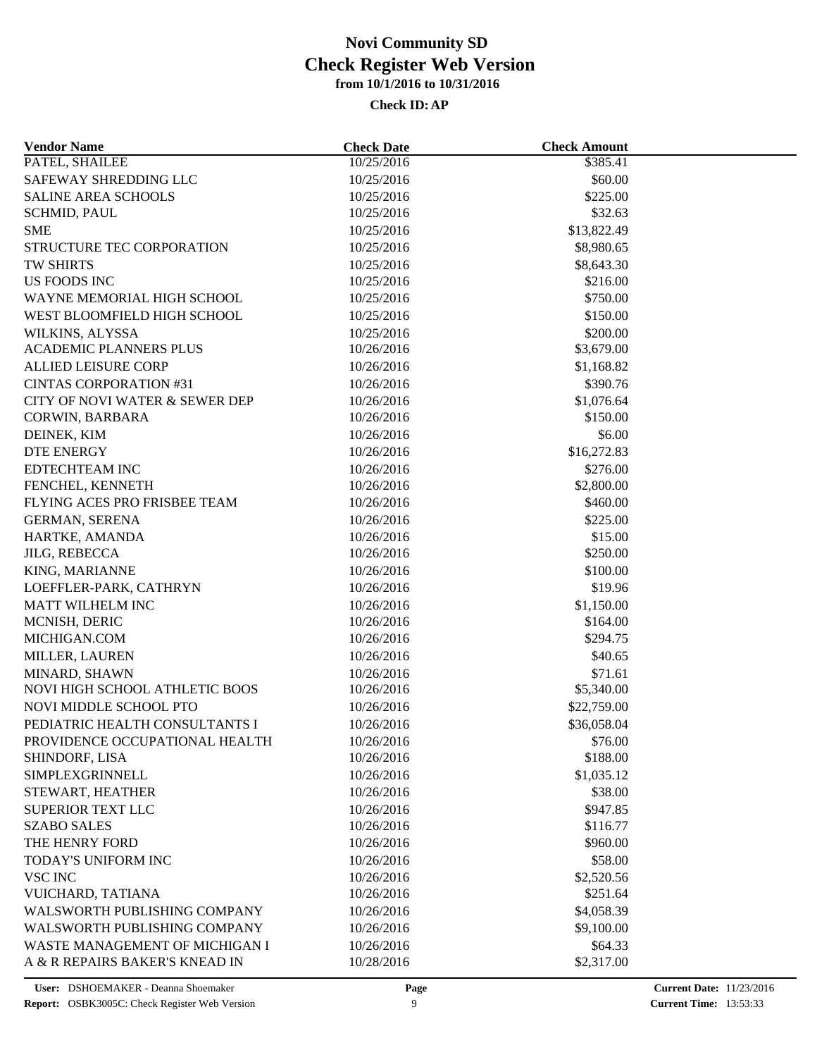# Novi Community SD

## Check Register Web Version

### from 10/1/2016 to 10/31/2016

**Check ID: AP**

| Vendor Name | Check Date | Check Amount |
|---|---|---|
| PATEL, SHAILEE | 10/25/2016 | $385.41 |
| SAFEWAY SHREDDING LLC | 10/25/2016 | $60.00 |
| SALINE AREA SCHOOLS | 10/25/2016 | $225.00 |
| SCHMID, PAUL | 10/25/2016 | $32.63 |
| SME | 10/25/2016 | $13,822.49 |
| STRUCTURE TEC CORPORATION | 10/25/2016 | $8,980.65 |
| TW SHIRTS | 10/25/2016 | $8,643.30 |
| US FOODS INC | 10/25/2016 | $216.00 |
| WAYNE MEMORIAL HIGH SCHOOL | 10/25/2016 | $750.00 |
| WEST BLOOMFIELD HIGH SCHOOL | 10/25/2016 | $150.00 |
| WILKINS, ALYSSA | 10/25/2016 | $200.00 |
| ACADEMIC PLANNERS PLUS | 10/26/2016 | $3,679.00 |
| ALLIED LEISURE CORP | 10/26/2016 | $1,168.82 |
| CINTAS CORPORATION #31 | 10/26/2016 | $390.76 |
| CITY OF NOVI WATER & SEWER DEP | 10/26/2016 | $1,076.64 |
| CORWIN, BARBARA | 10/26/2016 | $150.00 |
| DEINEK, KIM | 10/26/2016 | $6.00 |
| DTE ENERGY | 10/26/2016 | $16,272.83 |
| EDTECHTEAM INC | 10/26/2016 | $276.00 |
| FENCHEL, KENNETH | 10/26/2016 | $2,800.00 |
| FLYING ACES PRO FRISBEE TEAM | 10/26/2016 | $460.00 |
| GERMAN, SERENA | 10/26/2016 | $225.00 |
| HARTKE, AMANDA | 10/26/2016 | $15.00 |
| JILG, REBECCA | 10/26/2016 | $250.00 |
| KING, MARIANNE | 10/26/2016 | $100.00 |
| LOEFFLER-PARK, CATHRYN | 10/26/2016 | $19.96 |
| MATT WILHELM INC | 10/26/2016 | $1,150.00 |
| MCNISH, DERIC | 10/26/2016 | $164.00 |
| MICHIGAN.COM | 10/26/2016 | $294.75 |
| MILLER, LAUREN | 10/26/2016 | $40.65 |
| MINARD, SHAWN | 10/26/2016 | $71.61 |
| NOVI HIGH SCHOOL ATHLETIC BOOS | 10/26/2016 | $5,340.00 |
| NOVI MIDDLE SCHOOL PTO | 10/26/2016 | $22,759.00 |
| PEDIATRIC HEALTH CONSULTANTS I | 10/26/2016 | $36,058.04 |
| PROVIDENCE OCCUPATIONAL HEALTH | 10/26/2016 | $76.00 |
| SHINDORF, LISA | 10/26/2016 | $188.00 |
| SIMPLEXGRINNELL | 10/26/2016 | $1,035.12 |
| STEWART, HEATHER | 10/26/2016 | $38.00 |
| SUPERIOR TEXT LLC | 10/26/2016 | $947.85 |
| SZABO SALES | 10/26/2016 | $116.77 |
| THE HENRY FORD | 10/26/2016 | $960.00 |
| TODAY'S UNIFORM INC | 10/26/2016 | $58.00 |
| VSC INC | 10/26/2016 | $2,520.56 |
| VUICHARD, TATIANA | 10/26/2016 | $251.64 |
| WALSWORTH PUBLISHING COMPANY | 10/26/2016 | $4,058.39 |
| WALSWORTH PUBLISHING COMPANY | 10/26/2016 | $9,100.00 |
| WASTE MANAGEMENT OF MICHIGAN I | 10/26/2016 | $64.33 |
| A & R REPAIRS BAKER'S KNEAD IN | 10/28/2016 | $2,317.00 |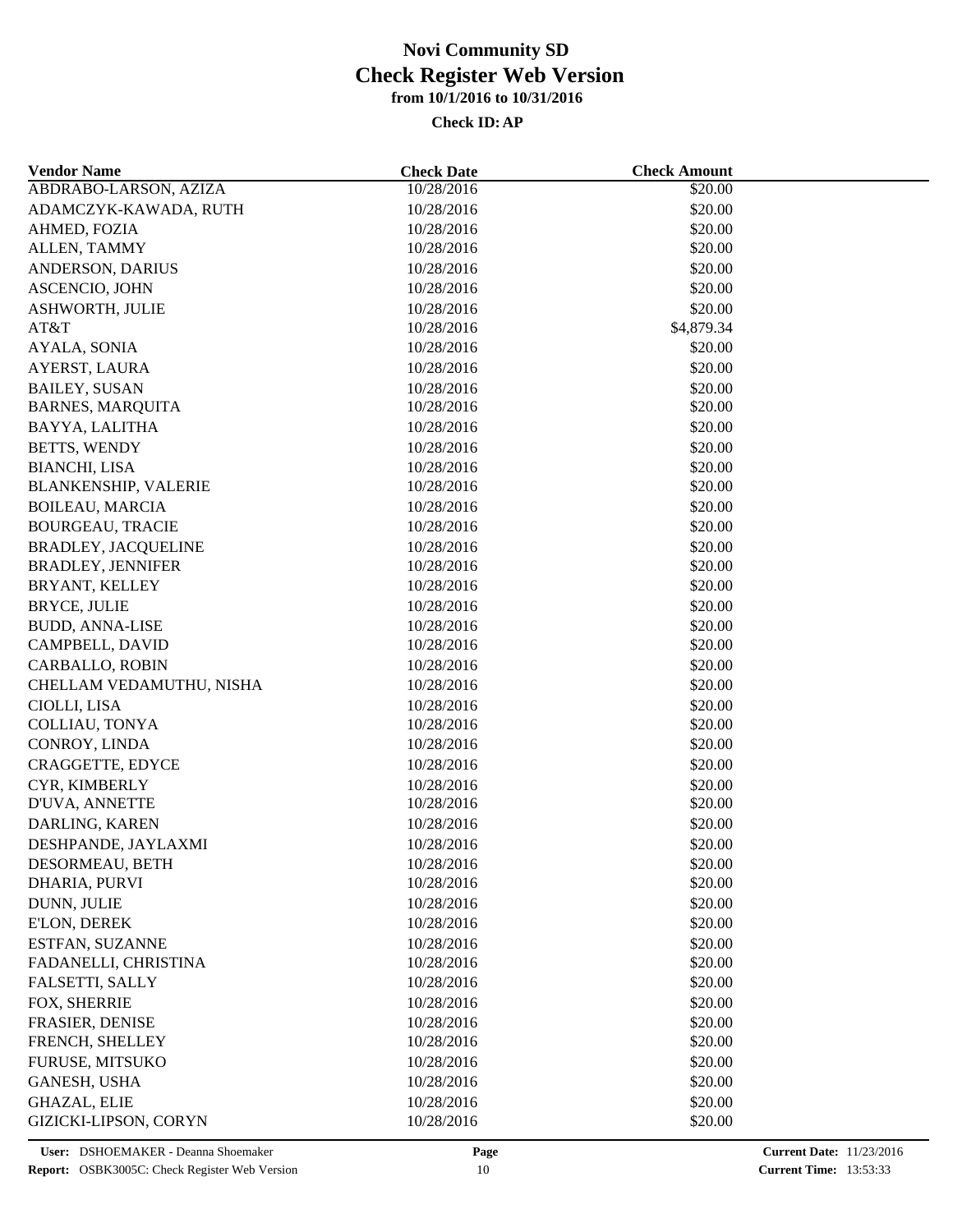# Novi Community SD
## Check Register Web Version
### from 10/1/2016 to 10/31/2016

**Check ID: AP**

| Vendor Name | Check Date | Check Amount |
|---|---|---|
| ABDRABO-LARSON, AZIZA | 10/28/2016 | $20.00 |
| ADAMCZYK-KAWADA, RUTH | 10/28/2016 | $20.00 |
| AHMED, FOZIA | 10/28/2016 | $20.00 |
| ALLEN, TAMMY | 10/28/2016 | $20.00 |
| ANDERSON, DARIUS | 10/28/2016 | $20.00 |
| ASCENCIO, JOHN | 10/28/2016 | $20.00 |
| ASHWORTH, JULIE | 10/28/2016 | $20.00 |
| AT&T | 10/28/2016 | $4,879.34 |
| AYALA, SONIA | 10/28/2016 | $20.00 |
| AYERST, LAURA | 10/28/2016 | $20.00 |
| BAILEY, SUSAN | 10/28/2016 | $20.00 |
| BARNES, MARQUITA | 10/28/2016 | $20.00 |
| BAYYA, LALITHA | 10/28/2016 | $20.00 |
| BETTS, WENDY | 10/28/2016 | $20.00 |
| BIANCHI, LISA | 10/28/2016 | $20.00 |
| BLANKENSHIP, VALERIE | 10/28/2016 | $20.00 |
| BOILEAU, MARCIA | 10/28/2016 | $20.00 |
| BOURGEAU, TRACIE | 10/28/2016 | $20.00 |
| BRADLEY, JACQUELINE | 10/28/2016 | $20.00 |
| BRADLEY, JENNIFER | 10/28/2016 | $20.00 |
| BRYANT, KELLEY | 10/28/2016 | $20.00 |
| BRYCE, JULIE | 10/28/2016 | $20.00 |
| BUDD, ANNA-LISE | 10/28/2016 | $20.00 |
| CAMPBELL, DAVID | 10/28/2016 | $20.00 |
| CARBALLO, ROBIN | 10/28/2016 | $20.00 |
| CHELLAM VEDAMUTHU, NISHA | 10/28/2016 | $20.00 |
| CIOLLI, LISA | 10/28/2016 | $20.00 |
| COLLIAU, TONYA | 10/28/2016 | $20.00 |
| CONROY, LINDA | 10/28/2016 | $20.00 |
| CRAGGETTE, EDYCE | 10/28/2016 | $20.00 |
| CYR, KIMBERLY | 10/28/2016 | $20.00 |
| D'UVA, ANNETTE | 10/28/2016 | $20.00 |
| DARLING, KAREN | 10/28/2016 | $20.00 |
| DESHPANDE, JAYLAXMI | 10/28/2016 | $20.00 |
| DESORMEAU, BETH | 10/28/2016 | $20.00 |
| DHARIA, PURVI | 10/28/2016 | $20.00 |
| DUNN, JULIE | 10/28/2016 | $20.00 |
| E'LON, DEREK | 10/28/2016 | $20.00 |
| ESTFAN, SUZANNE | 10/28/2016 | $20.00 |
| FADANELLI, CHRISTINA | 10/28/2016 | $20.00 |
| FALSETTI, SALLY | 10/28/2016 | $20.00 |
| FOX, SHERRIE | 10/28/2016 | $20.00 |
| FRASIER, DENISE | 10/28/2016 | $20.00 |
| FRENCH, SHELLEY | 10/28/2016 | $20.00 |
| FURUSE, MITSUKO | 10/28/2016 | $20.00 |
| GANESH, USHA | 10/28/2016 | $20.00 |
| GHAZAL, ELIE | 10/28/2016 | $20.00 |
| GIZICKI-LIPSON, CORYN | 10/28/2016 | $20.00 |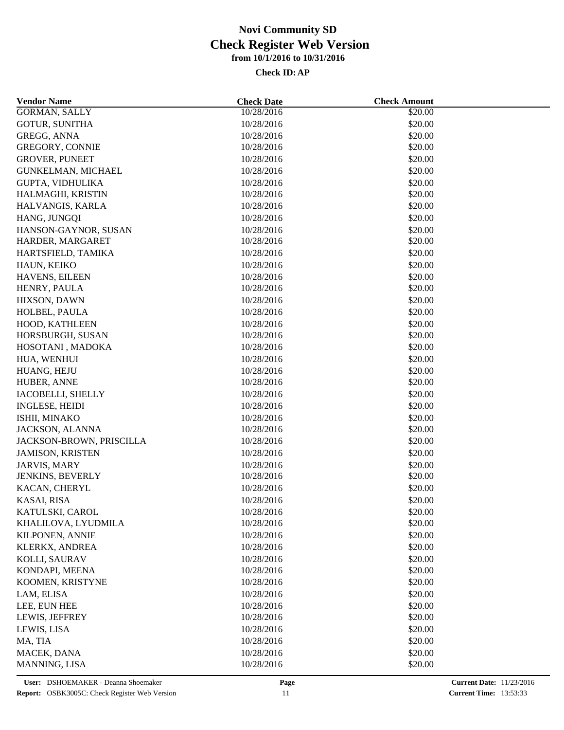# Novi Community SD
## Check Register Web Version
### from 10/1/2016 to 10/31/2016

**Check ID: AP**

| Vendor Name | Check Date | Check Amount |
|---|---|---|
| GORMAN, SALLY | 10/28/2016 | \$20.00 |
| GOTUR, SUNITHA | 10/28/2016 | \$20.00 |
| GREGG, ANNA | 10/28/2016 | \$20.00 |
| GREGORY, CONNIE | 10/28/2016 | \$20.00 |
| GROVER, PUNEET | 10/28/2016 | \$20.00 |
| GUNKELMAN, MICHAEL | 10/28/2016 | \$20.00 |
| GUPTA, VIDHULIKA | 10/28/2016 | \$20.00 |
| HALMAGHI, KRISTIN | 10/28/2016 | \$20.00 |
| HALVANGIS, KARLA | 10/28/2016 | \$20.00 |
| HANG, JUNGQI | 10/28/2016 | \$20.00 |
| HANSON-GAYNOR, SUSAN | 10/28/2016 | \$20.00 |
| HARDER, MARGARET | 10/28/2016 | \$20.00 |
| HARTSFIELD, TAMIKA | 10/28/2016 | \$20.00 |
| HAUN, KEIKO | 10/28/2016 | \$20.00 |
| HAVENS, EILEEN | 10/28/2016 | \$20.00 |
| HENRY, PAULA | 10/28/2016 | \$20.00 |
| HIXSON, DAWN | 10/28/2016 | \$20.00 |
| HOLBEL, PAULA | 10/28/2016 | \$20.00 |
| HOOD, KATHLEEN | 10/28/2016 | \$20.00 |
| HORSBURGH, SUSAN | 10/28/2016 | \$20.00 |
| HOSOTANI , MADOKA | 10/28/2016 | \$20.00 |
| HUA, WENHUI | 10/28/2016 | \$20.00 |
| HUANG, HEJU | 10/28/2016 | \$20.00 |
| HUBER, ANNE | 10/28/2016 | \$20.00 |
| IACOBELLI, SHELLY | 10/28/2016 | \$20.00 |
| INGLESE, HEIDI | 10/28/2016 | \$20.00 |
| ISHII, MINAKO | 10/28/2016 | \$20.00 |
| JACKSON, ALANNA | 10/28/2016 | \$20.00 |
| JACKSON-BROWN, PRISCILLA | 10/28/2016 | \$20.00 |
| JAMISON, KRISTEN | 10/28/2016 | \$20.00 |
| JARVIS, MARY | 10/28/2016 | \$20.00 |
| JENKINS, BEVERLY | 10/28/2016 | \$20.00 |
| KACAN, CHERYL | 10/28/2016 | \$20.00 |
| KASAI, RISA | 10/28/2016 | \$20.00 |
| KATULSKI, CAROL | 10/28/2016 | \$20.00 |
| KHALILOVA, LYUDMILA | 10/28/2016 | \$20.00 |
| KILPONEN, ANNIE | 10/28/2016 | \$20.00 |
| KLERKX, ANDREA | 10/28/2016 | \$20.00 |
| KOLLI, SAURAV | 10/28/2016 | \$20.00 |
| KONDAPI, MEENA | 10/28/2016 | \$20.00 |
| KOOMEN, KRISTYNE | 10/28/2016 | \$20.00 |
| LAM, ELISA | 10/28/2016 | \$20.00 |
| LEE, EUN HEE | 10/28/2016 | \$20.00 |
| LEWIS, JEFFREY | 10/28/2016 | \$20.00 |
| LEWIS, LISA | 10/28/2016 | \$20.00 |
| MA, TIA | 10/28/2016 | \$20.00 |
| MACEK, DANA | 10/28/2016 | \$20.00 |
| MANNING, LISA | 10/28/2016 | \$20.00 |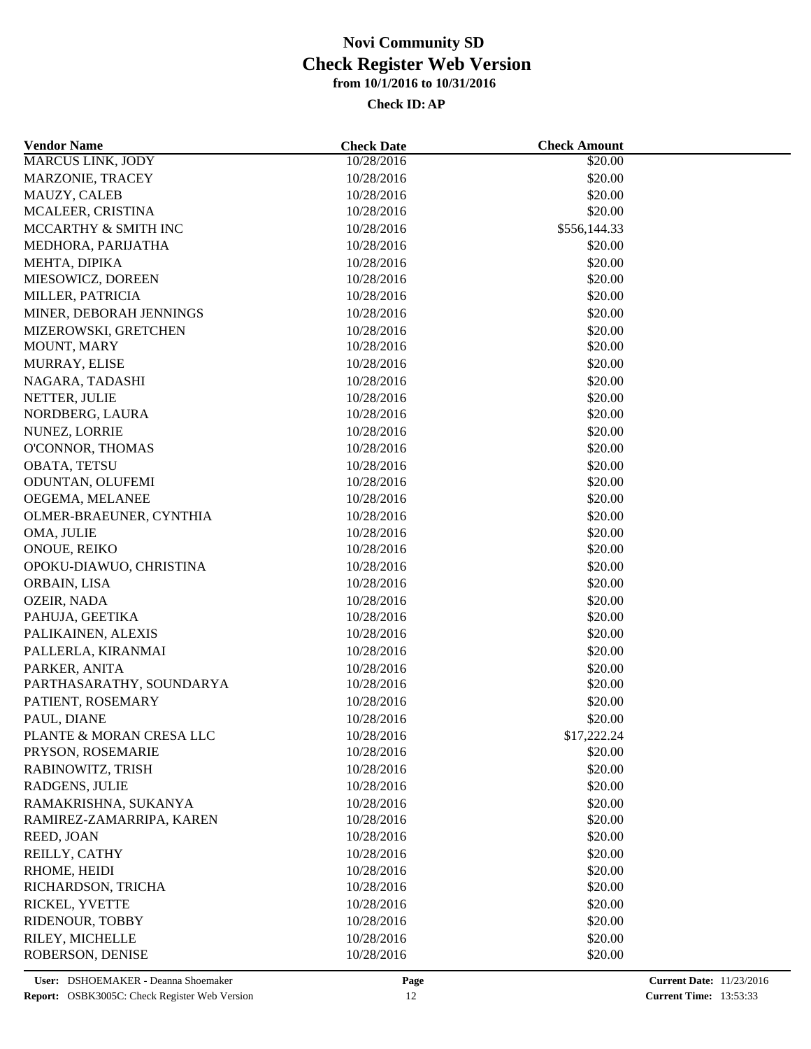# Novi Community SD
## Check Register Web Version
### from 10/1/2016 to 10/31/2016

**Check ID: AP**

| Vendor Name | Check Date | Check Amount |
|---|---|---|
| MARCUS LINK, JODY | 10/28/2016 | $20.00 |
| MARZONIE, TRACEY | 10/28/2016 | $20.00 |
| MAUZY, CALEB | 10/28/2016 | $20.00 |
| MCALEER, CRISTINA | 10/28/2016 | $20.00 |
| MCCARTHY & SMITH INC | 10/28/2016 | $556,144.33 |
| MEDHORA, PARIJATHA | 10/28/2016 | $20.00 |
| MEHTA, DIPIKA | 10/28/2016 | $20.00 |
| MIESOWICZ, DOREEN | 10/28/2016 | $20.00 |
| MILLER, PATRICIA | 10/28/2016 | $20.00 |
| MINER, DEBORAH JENNINGS | 10/28/2016 | $20.00 |
| MIZEROWSKI, GRETCHEN | 10/28/2016 | $20.00 |
| MOUNT, MARY | 10/28/2016 | $20.00 |
| MURRAY, ELISE | 10/28/2016 | $20.00 |
| NAGARA, TADASHI | 10/28/2016 | $20.00 |
| NETTER, JULIE | 10/28/2016 | $20.00 |
| NORDBERG, LAURA | 10/28/2016 | $20.00 |
| NUNEZ, LORRIE | 10/28/2016 | $20.00 |
| O'CONNOR, THOMAS | 10/28/2016 | $20.00 |
| OBATA, TETSU | 10/28/2016 | $20.00 |
| ODUNTAN, OLUFEMI | 10/28/2016 | $20.00 |
| OEGEMA, MELANEE | 10/28/2016 | $20.00 |
| OLMER-BRAEUNER, CYNTHIA | 10/28/2016 | $20.00 |
| OMA, JULIE | 10/28/2016 | $20.00 |
| ONOUE, REIKO | 10/28/2016 | $20.00 |
| OPOKU-DIAWUO, CHRISTINA | 10/28/2016 | $20.00 |
| ORBAIN, LISA | 10/28/2016 | $20.00 |
| OZEIR, NADA | 10/28/2016 | $20.00 |
| PAHUJA, GEETIKA | 10/28/2016 | $20.00 |
| PALIKAINEN, ALEXIS | 10/28/2016 | $20.00 |
| PALLERLA, KIRANMAI | 10/28/2016 | $20.00 |
| PARKER, ANITA | 10/28/2016 | $20.00 |
| PARTHASARATHY, SOUNDARYA | 10/28/2016 | $20.00 |
| PATIENT, ROSEMARY | 10/28/2016 | $20.00 |
| PAUL, DIANE | 10/28/2016 | $20.00 |
| PLANTE & MORAN CRESA LLC | 10/28/2016 | $17,222.24 |
| PRYSON, ROSEMARIE | 10/28/2016 | $20.00 |
| RABINOWITZ, TRISH | 10/28/2016 | $20.00 |
| RADGENS, JULIE | 10/28/2016 | $20.00 |
| RAMAKRISHNA, SUKANYA | 10/28/2016 | $20.00 |
| RAMIREZ-ZAMARRIPA, KAREN | 10/28/2016 | $20.00 |
| REED, JOAN | 10/28/2016 | $20.00 |
| REILLY, CATHY | 10/28/2016 | $20.00 |
| RHOME, HEIDI | 10/28/2016 | $20.00 |
| RICHARDSON, TRICHA | 10/28/2016 | $20.00 |
| RICKEL, YVETTE | 10/28/2016 | $20.00 |
| RIDENOUR, TOBBY | 10/28/2016 | $20.00 |
| RILEY, MICHELLE | 10/28/2016 | $20.00 |
| ROBERSON, DENISE | 10/28/2016 | $20.00 |

User: DSHOEMAKER - Deanna Shoemaker | Report: OSBK3005C: Check Register Web Version | Current Date: 11/23/2016 | Current Time: 13:53:33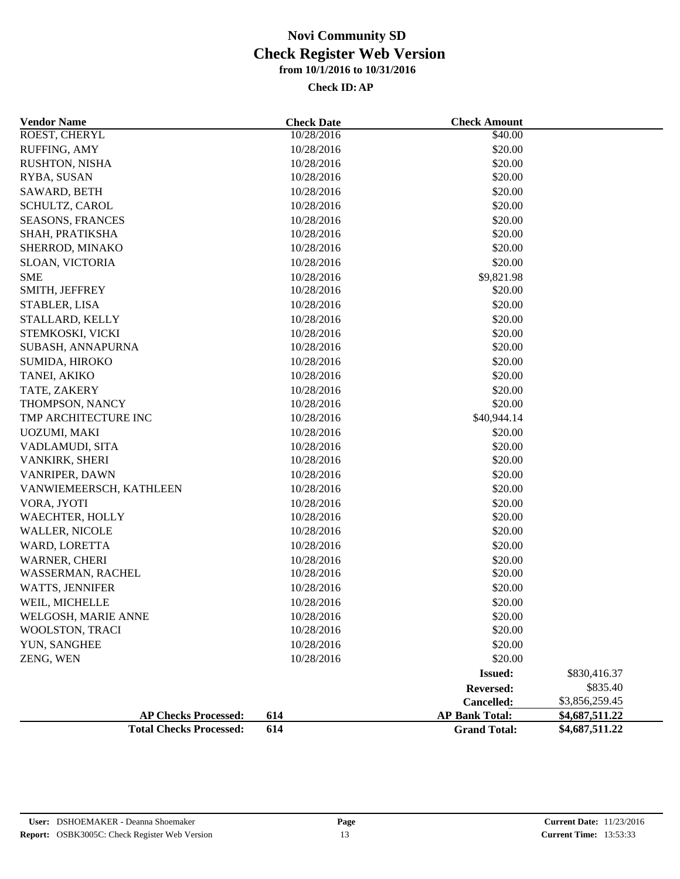# Novi Community SD

## Check Register Web Version

### from 10/1/2016 to 10/31/2016

**Check ID: AP**

| Vendor Name | Check Date | Check Amount | |
|---|---|---|---|
| ROEST, CHERYL | 10/28/2016 | $40.00 | |
| RUFFING, AMY | 10/28/2016 | $20.00 | |
| RUSHTON, NISHA | 10/28/2016 | $20.00 | |
| RYBA, SUSAN | 10/28/2016 | $20.00 | |
| SAWARD, BETH | 10/28/2016 | $20.00 | |
| SCHULTZ, CAROL | 10/28/2016 | $20.00 | |
| SEASONS, FRANCES | 10/28/2016 | $20.00 | |
| SHAH, PRATIKSHA | 10/28/2016 | $20.00 | |
| SHERROD, MINAKO | 10/28/2016 | $20.00 | |
| SLOAN, VICTORIA | 10/28/2016 | $20.00 | |
| SME | 10/28/2016 | $9,821.98 | |
| SMITH, JEFFREY | 10/28/2016 | $20.00 | |
| STABLER, LISA | 10/28/2016 | $20.00 | |
| STALLARD, KELLY | 10/28/2016 | $20.00 | |
| STEMKOSKI, VICKI | 10/28/2016 | $20.00 | |
| SUBASH, ANNAPURNA | 10/28/2016 | $20.00 | |
| SUMIDA, HIROKO | 10/28/2016 | $20.00 | |
| TANEI, AKIKO | 10/28/2016 | $20.00 | |
| TATE, ZAKERY | 10/28/2016 | $20.00 | |
| THOMPSON, NANCY | 10/28/2016 | $20.00 | |
| TMP ARCHITECTURE INC | 10/28/2016 | $40,944.14 | |
| UOZUMI, MAKI | 10/28/2016 | $20.00 | |
| VADLAMUDI, SITA | 10/28/2016 | $20.00 | |
| VANKIRK, SHERI | 10/28/2016 | $20.00 | |
| VANRIPER, DAWN | 10/28/2016 | $20.00 | |
| VANWIEMEERSCH, KATHLEEN | 10/28/2016 | $20.00 | |
| VORA, JYOTI | 10/28/2016 | $20.00 | |
| WAECHTER, HOLLY | 10/28/2016 | $20.00 | |
| WALLER, NICOLE | 10/28/2016 | $20.00 | |
| WARD, LORETTA | 10/28/2016 | $20.00 | |
| WARNER, CHERI | 10/28/2016 | $20.00 | |
| WASSERMAN, RACHEL | 10/28/2016 | $20.00 | |
| WATTS, JENNIFER | 10/28/2016 | $20.00 | |
| WEIL, MICHELLE | 10/28/2016 | $20.00 | |
| WELGOSH, MARIE ANNE | 10/28/2016 | $20.00 | |
| WOOLSTON, TRACI | 10/28/2016 | $20.00 | |
| YUN, SANGHEE | 10/28/2016 | $20.00 | |
| ZENG, WEN | 10/28/2016 | $20.00 | |
| | | **Issued:** | $830,416.37 |
| | | **Reversed:** | $835.40 |
| | | **Cancelled:** | $3,856,259.45 |
| **AP Checks Processed:** | **614** | **AP Bank Total:** | **$4,687,511.22** |
| **Total Checks Processed:** | **614** | **Grand Total:** | **$4,687,511.22** |

**User:** DSHOEMAKER - Deanna Shoemaker
**Report:** OSBK3005C: Check Register Web Version
**Current Date:** 11/23/2016
**Current Time:** 13:53:33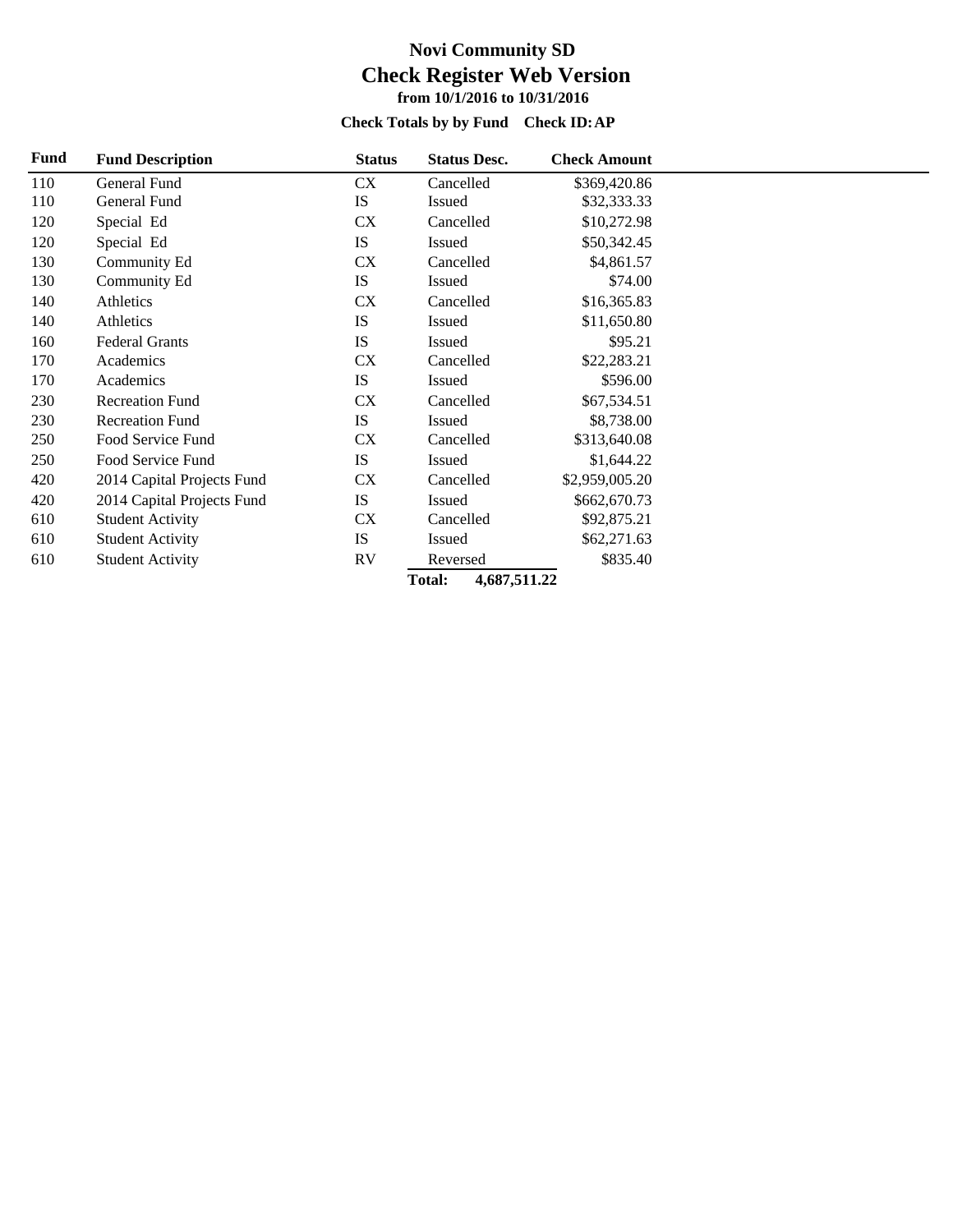# Novi Community SD

## Check Register Web Version

**from 10/1/2016 to 10/31/2016**

**Check Totals by by Fund Check ID: AP**

| Fund | Fund Description | Status | Status Desc. | Check Amount |
|---|---|---|---|---|
| 110 | General Fund | CX | Cancelled | $369,420.86 |
| 110 | General Fund | IS | Issued | $32,333.33 |
| 120 | Special Ed | CX | Cancelled | $10,272.98 |
| 120 | Special Ed | IS | Issued | $50,342.45 |
| 130 | Community Ed | CX | Cancelled | $4,861.57 |
| 130 | Community Ed | IS | Issued | $74.00 |
| 140 | Athletics | CX | Cancelled | $16,365.83 |
| 140 | Athletics | IS | Issued | $11,650.80 |
| 160 | Federal Grants | IS | Issued | $95.21 |
| 170 | Academics | CX | Cancelled | $22,283.21 |
| 170 | Academics | IS | Issued | $596.00 |
| 230 | Recreation Fund | CX | Cancelled | $67,534.51 |
| 230 | Recreation Fund | IS | Issued | $8,738.00 |
| 250 | Food Service Fund | CX | Cancelled | $313,640.08 |
| 250 | Food Service Fund | IS | Issued | $1,644.22 |
| 420 | 2014 Capital Projects Fund | CX | Cancelled | $2,959,005.20 |
| 420 | 2014 Capital Projects Fund | IS | Issued | $662,670.73 |
| 610 | Student Activity | CX | Cancelled | $92,875.21 |
| 610 | Student Activity | IS | Issued | $62,271.63 |
| 610 | Student Activity | RV | Reversed | $835.40 |
| | | | **Total:** | **4,687,511.22** |